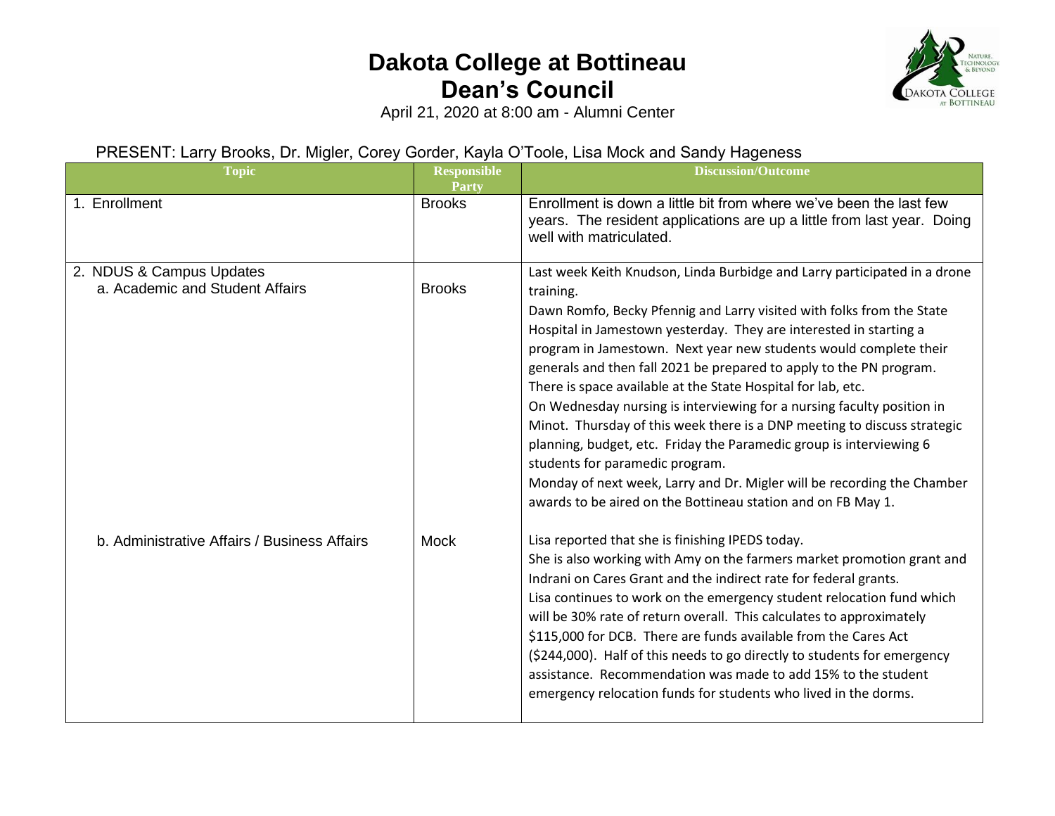# Dakota College at Bottineau
## Dean's Council

April 21, 2020 at 8:00 am - Alumni Center

PRESENT: Larry Brooks, Dr. Migler, Corey Gorder, Kayla O'Toole, Lisa Mock and Sandy Hageness

| Topic | Responsible Party | Discussion/Outcome |
|---|---|---|
| 1. Enrollment | Brooks | Enrollment is down a little bit from where we've been the last few years. The resident applications are up a little from last year. Doing well with matriculated. |
| 2. NDUS & Campus Updates<br>a. Academic and Student Affairs | Brooks | Last week Keith Knudson, Linda Burbidge and Larry participated in a drone training.<br>Dawn Romfo, Becky Pfennig and Larry visited with folks from the State Hospital in Jamestown yesterday. They are interested in starting a program in Jamestown. Next year new students would complete their generals and then fall 2021 be prepared to apply to the PN program. There is space available at the State Hospital for lab, etc.<br>On Wednesday nursing is interviewing for a nursing faculty position in Minot. Thursday of this week there is a DNP meeting to discuss strategic planning, budget, etc. Friday the Paramedic group is interviewing 6 students for paramedic program.<br>Monday of next week, Larry and Dr. Migler will be recording the Chamber awards to be aired on the Bottineau station and on FB May 1. |
| b. Administrative Affairs / Business Affairs | Mock | Lisa reported that she is finishing IPEDS today.<br>She is also working with Amy on the farmers market promotion grant and Indrani on Cares Grant and the indirect rate for federal grants.<br>Lisa continues to work on the emergency student relocation fund which will be 30% rate of return overall. This calculates to approximately \$115,000 for DCB. There are funds available from the Cares Act (\$244,000). Half of this needs to go directly to students for emergency assistance. Recommendation was made to add 15% to the student emergency relocation funds for students who lived in the dorms. |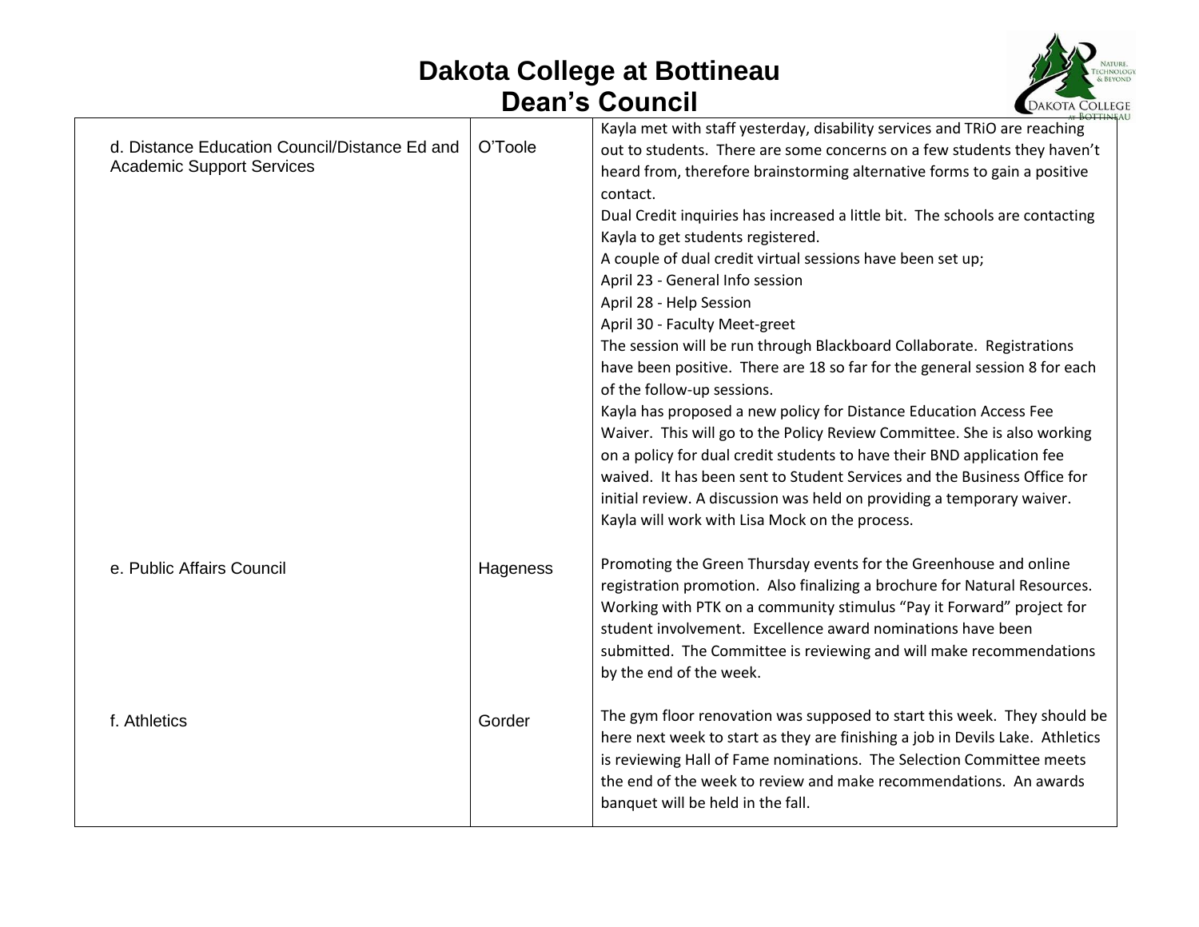# Dakota College at Bottineau
## Dean's Council

| | | |
|---|---|---|
| d. Distance Education Council/Distance Ed and Academic Support Services | O'Toole | Kayla met with staff yesterday, disability services and TRiO are reaching out to students. There are some concerns on a few students they haven't heard from, therefore brainstorming alternative forms to gain a positive contact.<br>Dual Credit inquiries has increased a little bit. The schools are contacting Kayla to get students registered.<br>A couple of dual credit virtual sessions have been set up;<br>April 23 - General Info session<br>April 28 - Help Session<br>April 30 - Faculty Meet-greet<br>The session will be run through Blackboard Collaborate. Registrations have been positive. There are 18 so far for the general session 8 for each of the follow-up sessions.<br>Kayla has proposed a new policy for Distance Education Access Fee Waiver. This will go to the Policy Review Committee. She is also working on a policy for dual credit students to have their BND application fee waived. It has been sent to Student Services and the Business Office for initial review. A discussion was held on providing a temporary waiver. Kayla will work with Lisa Mock on the process. |
| e. Public Affairs Council | Hageness | Promoting the Green Thursday events for the Greenhouse and online registration promotion. Also finalizing a brochure for Natural Resources. Working with PTK on a community stimulus "Pay it Forward" project for student involvement. Excellence award nominations have been submitted. The Committee is reviewing and will make recommendations by the end of the week. |
| f. Athletics | Gorder | The gym floor renovation was supposed to start this week. They should be here next week to start as they are finishing a job in Devils Lake. Athletics is reviewing Hall of Fame nominations. The Selection Committee meets the end of the week to review and make recommendations. An awards banquet will be held in the fall. |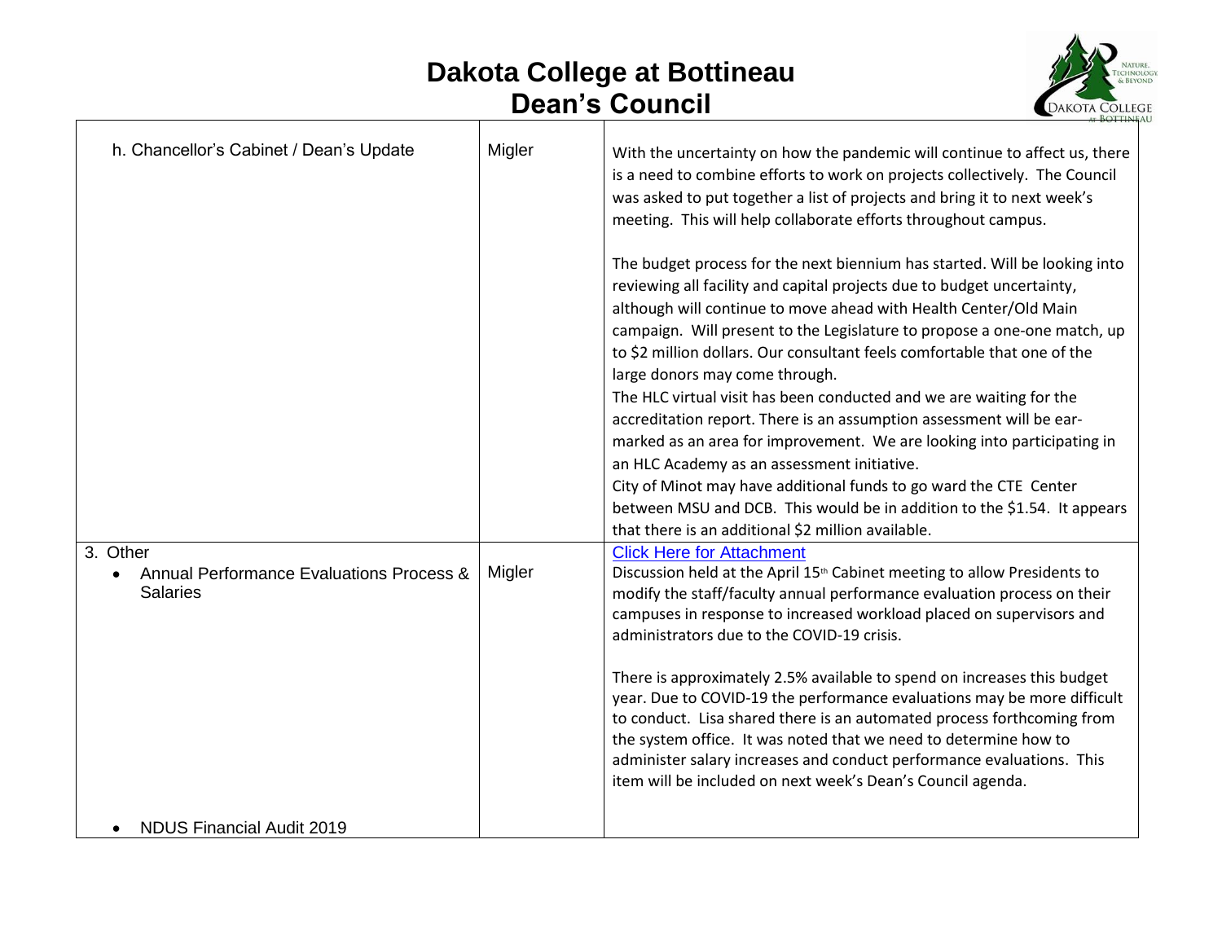# Dakota College at Bottineau
# Dean's Council

| | | |
|---|---|---|
| h. Chancellor's Cabinet / Dean's Update | Migler | With the uncertainty on how the pandemic will continue to affect us, there is a need to combine efforts to work on projects collectively. The Council was asked to put together a list of projects and bring it to next week's meeting. This will help collaborate efforts throughout campus.<br><br>The budget process for the next biennium has started. Will be looking into reviewing all facility and capital projects due to budget uncertainty, although will continue to move ahead with Health Center/Old Main campaign. Will present to the Legislature to propose a one-one match, up to $2 million dollars. Our consultant feels comfortable that one of the large donors may come through.<br>The HLC virtual visit has been conducted and we are waiting for the accreditation report. There is an assumption assessment will be ear-marked as an area for improvement. We are looking into participating in an HLC Academy as an assessment initiative.<br>City of Minot may have additional funds to go ward the CTE Center between MSU and DCB. This would be in addition to the $1.54. It appears that there is an additional $2 million available. |
| 3. Other<br>• Annual Performance Evaluations Process & Salaries<br><br><br><br><br><br><br><br>• NDUS Financial Audit 2019 | Migler | Click Here for Attachment<br>Discussion held at the April 15th Cabinet meeting to allow Presidents to modify the staff/faculty annual performance evaluation process on their campuses in response to increased workload placed on supervisors and administrators due to the COVID-19 crisis.<br><br>There is approximately 2.5% available to spend on increases this budget year. Due to COVID-19 the performance evaluations may be more difficult to conduct. Lisa shared there is an automated process forthcoming from the system office. It was noted that we need to determine how to administer salary increases and conduct performance evaluations. This item will be included on next week's Dean's Council agenda. |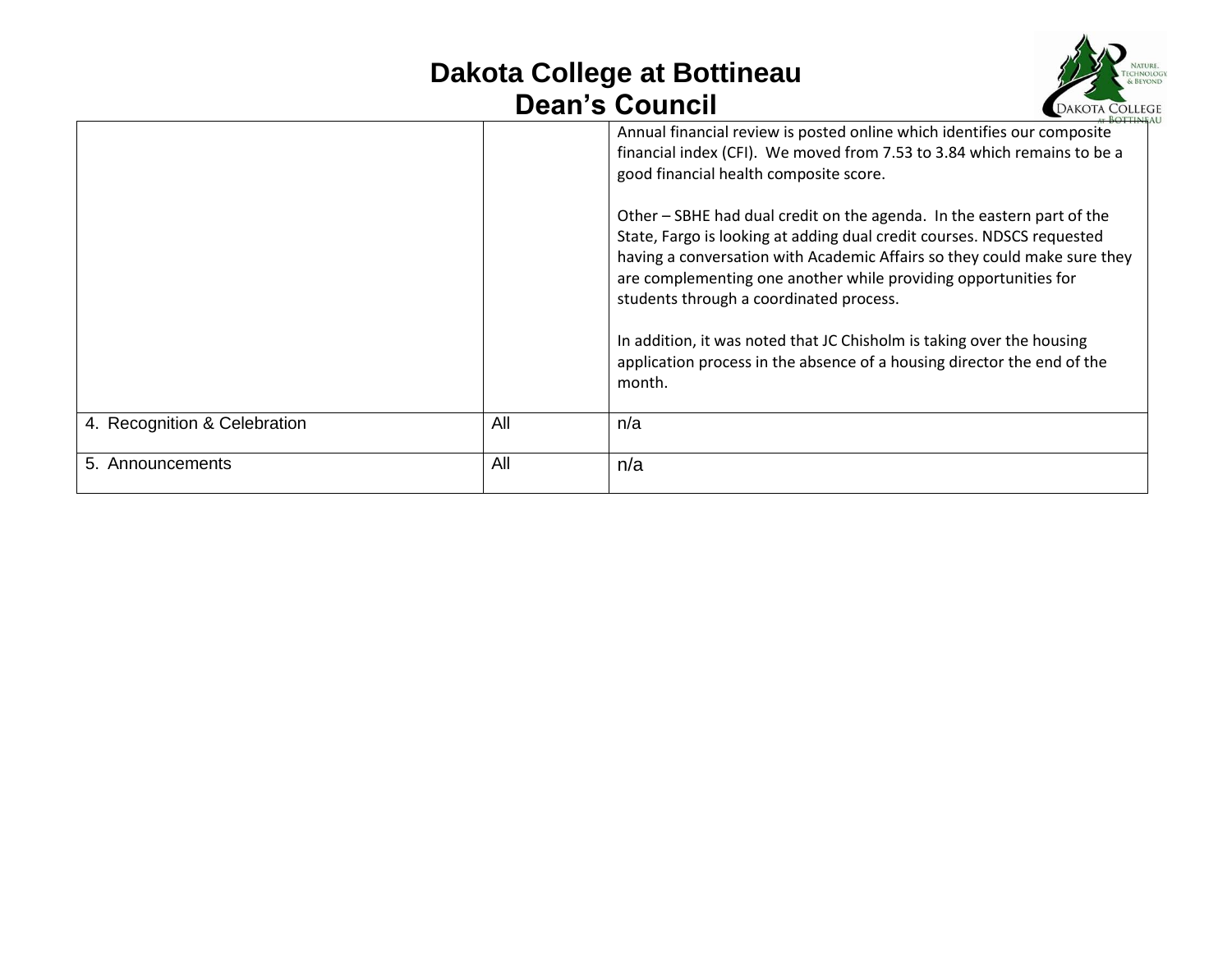| | | |
|---|---|---|
| | | Annual financial review is posted online which identifies our composite financial index (CFI). We moved from 7.53 to 3.84 which remains to be a good financial health composite score.<br><br>Other – SBHE had dual credit on the agenda. In the eastern part of the State, Fargo is looking at adding dual credit courses. NDSCS requested having a conversation with Academic Affairs so they could make sure they are complementing one another while providing opportunities for students through a coordinated process.<br><br>In addition, it was noted that JC Chisholm is taking over the housing application process in the absence of a housing director the end of the month. |
| 4. Recognition & Celebration | All | n/a |
| 5. Announcements | All | n/a |